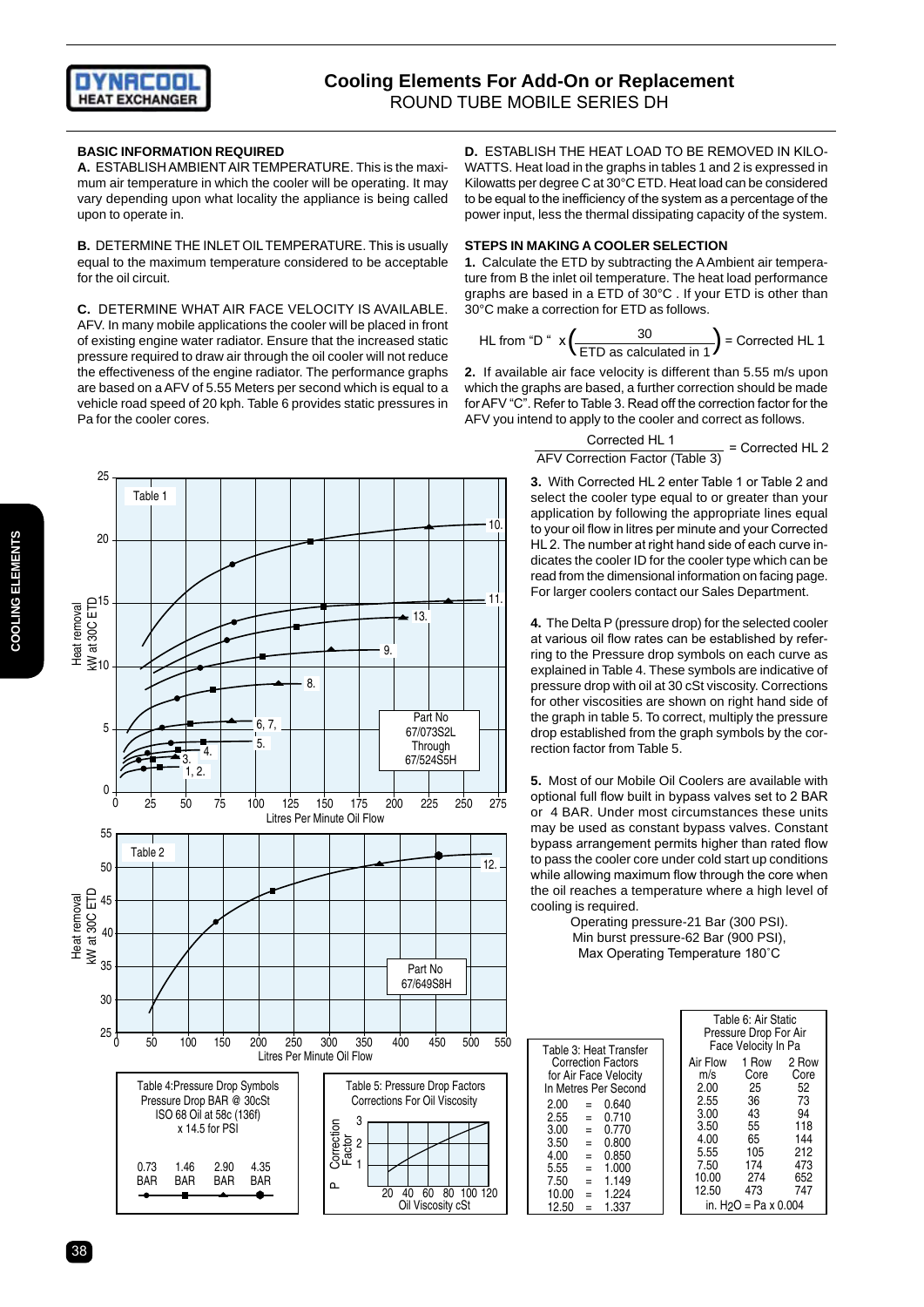# Cooling Elements For Add-On or Replacement

ROUND TUBE MOBILE SERIES DH

### BASIC INFORMATION REQUIRED

**A.** ESTABLISH AMBIENT AIR TEMPERATURE. This is the maximum air temperature in which the cooler will be operating. It may vary depending upon what locality the appliance is being called upon to operate in.

**B.** DETERMINE THE INLET OIL TEMPERATURE. This is usually equal to the maximum temperature considered to be acceptable for the oil circuit.

**C.** DETERMINE WHAT AIR FACE VELOCITY IS AVAILABLE. AFV. In many mobile applications the cooler will be placed in front of existing engine water radiator. Ensure that the increased static pressure required to draw air through the oil cooler will not reduce the effectiveness of the engine radiator. The performance graphs are based on a AFV of 5.55 Meters per second which is equal to a vehicle road speed of 20 kph. Table 6 provides static pressures in Pa for the cooler cores.

**D.** ESTABLISH THE HEAT LOAD TO BE REMOVED IN KILOWATTS. Heat load in the graphs in tables 1 and 2 is expressed in Kilowatts per degree C at 30°C ETD. Heat load can be considered to be equal to the inefficiency of the system as a percentage of the power input, less the thermal dissipating capacity of the system.

### STEPS IN MAKING A COOLER SELECTION

**1.** Calculate the ETD by subtracting the A Ambient air temperature from B the inlet oil temperature. The heat load performance graphs are based in a ETD of 30°C . If your ETD is other than 30°C make a correction for ETD as follows.

$$\text{HL from "D"} \times \left(\frac{30}{\text{ETD as calculated in 1}}\right) = \text{Corrected HL 1}$$

**2.** If available air face velocity is different than 5.55 m/s upon which the graphs are based, a further correction should be made for AFV "C". Refer to Table 3. Read off the correction factor for the AFV you intend to apply to the cooler and correct as follows.

$$\frac{\text{Corrected HL 1}}{\text{AFV Correction Factor (Table 3)}} = \text{Corrected HL 2}$$

**3.** With Corrected HL 2 enter Table 1 or Table 2 and select the cooler type equal to or greater than your application by following the appropriate lines equal to your oil flow in litres per minute and your Corrected HL 2. The number at right hand side of each curve indicates the cooler ID for the cooler type which can be read from the dimensional information on facing page. For larger coolers contact our Sales Department.

**4.** The Delta P (pressure drop) for the selected cooler at various oil flow rates can be established by referring to the Pressure drop symbols on each curve as explained in Table 4. These symbols are indicative of pressure drop with oil at 30 cSt viscosity. Corrections for other viscosities are shown on right hand side of the graph in table 5. To correct, multiply the pressure drop established from the graph symbols by the correction factor from Table 5.

**5.** Most of our Mobile Oil Coolers are available with optional full flow built in bypass valves set to 2 BAR or 4 BAR. Under most circumstances these units may be used as constant bypass valves. Constant bypass arrangement permits higher than rated flow to pass the cooler core under cold start up conditions while allowing maximum flow through the core when the oil reaches a temperature where a high level of cooling is required.

Operating pressure-21 Bar (300 PSI).
Min burst pressure-62 Bar (900 PSI),
Max Operating Temperature 180˚C

**Table 1** — Heat removal kW at 30C ETD vs. Litres Per Minute Oil Flow (0–275). Curves: 1, 2.; 3.; 4.; 5.; 6, 7.; 8.; 9.; 13.; 11.; 10. Part No 67/073S2L Through 67/524S5H

**Table 2** — Heat removal kW at 30C ETD vs. Litres Per Minute Oil Flow (0–550). Curve: 12. Part No 67/649S8H

**Table 4: Pressure Drop Symbols**
Pressure Drop BAR @ 30cSt
ISO 68 Oil at 58c (136f)
x 14.5 for PSI

| 0.73 BAR | 1.46 BAR | 2.90 BAR | 4.35 BAR |
|---|---|---|---|
| ● (small dot) | ■ (square) | ▲ (triangle) | ● (large dot) |

**Table 5: Pressure Drop Factors Corrections For Oil Viscosity** — P Correction Factor (1–3) vs. Oil Viscosity cSt (20–120)

**Table 3: Heat Transfer Correction Factors for Air Face Velocity In Metres Per Second**

| m/s | | Factor |
|---|---|---|
| 2.00 | = | 0.640 |
| 2.55 | = | 0.710 |
| 3.00 | = | 0.770 |
| 3.50 | = | 0.800 |
| 4.00 | = | 0.850 |
| 5.55 | = | 1.000 |
| 7.50 | = | 1.149 |
| 10.00 | = | 1.224 |
| 12.50 | = | 1.337 |

**Table 6: Air Static Pressure Drop For Air Face Velocity In Pa**

| Air Flow m/s | 1 Row Core | 2 Row Core |
|---|---|---|
| 2.00 | 25 | 52 |
| 2.55 | 36 | 73 |
| 3.00 | 43 | 94 |
| 3.50 | 55 | 118 |
| 4.00 | 65 | 144 |
| 5.55 | 105 | 212 |
| 7.50 | 174 | 473 |
| 10.00 | 274 | 652 |
| 12.50 | 473 | 747 |

in. $H_2O$ = Pa x 0.004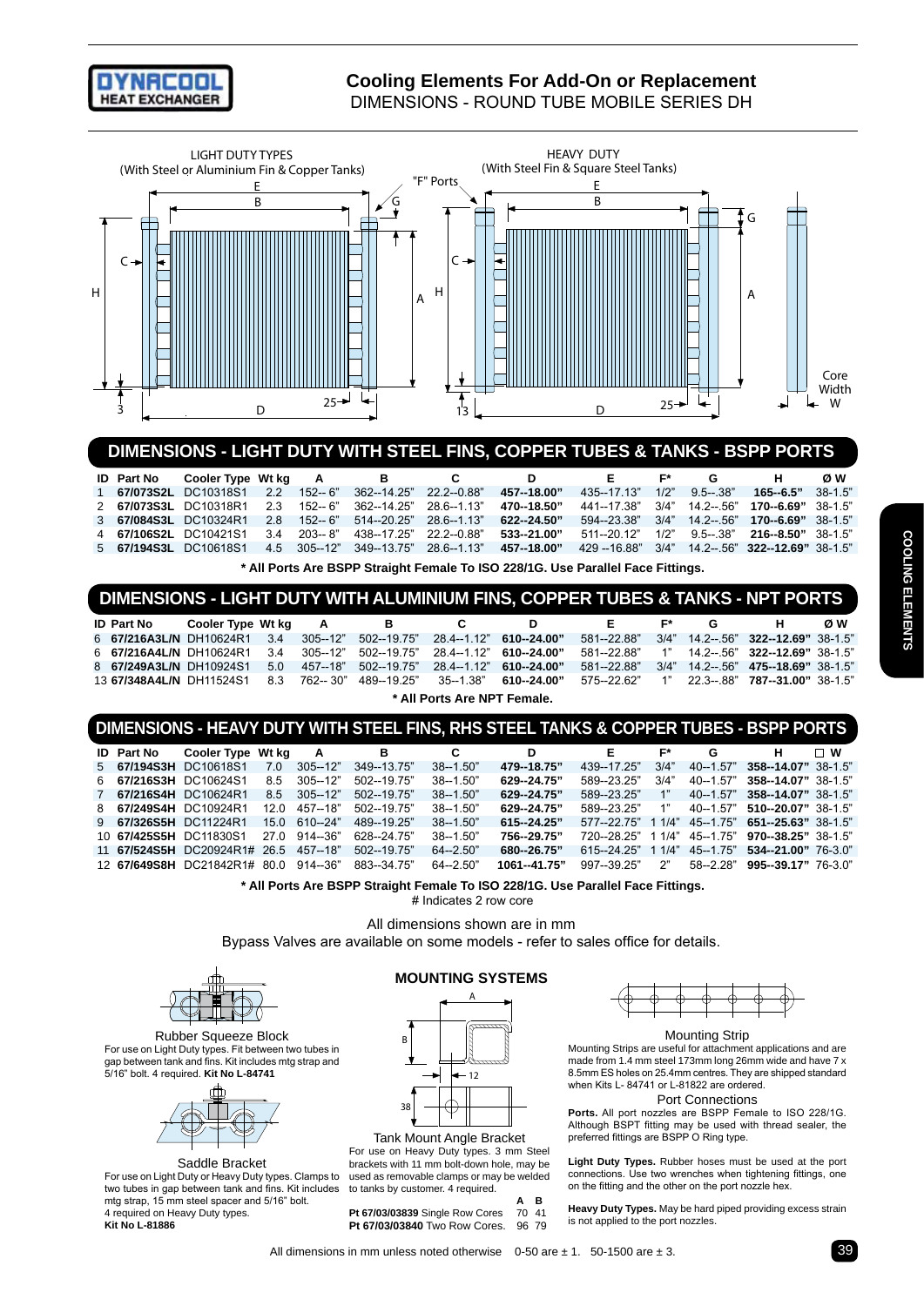# Cooling Elements For Add-On or Replacement

DIMENSIONS - ROUND TUBE MOBILE SERIES DH

LIGHT DUTY TYPES
(With Steel or Aluminium Fin & Copper Tanks)

HEAVY DUTY
(With Steel Fin & Square Steel Tanks)

"F" Ports

E
B
G
C
H
A
D
3
25
13
Core Width W

## DIMENSIONS - LIGHT DUTY WITH STEEL FINS, COPPER TUBES & TANKS - BSPP PORTS

| ID | Part No | Cooler Type | Wt kg | A | B | C | D | E | F* | G | H | Ø W |
|---|---|---|---|---|---|---|---|---|---|---|---|---|
| 1 | **67/073S2L** | DC10318S1 | 2.2 | 152-- 6" | 362--14.25" | 22.2--0.88" | **457--18.00"** | 435--17.13" | 1/2" | 9.5--.38" | **165--6.5"** | 38-1.5" |
| 2 | **67/073S3L** | DC10318R1 | 2.3 | 152-- 6" | 362--14.25" | 28.6--1.13" | **470--18.50"** | 441--17.38" | 3/4" | 14.2--.56" | **170--6.69"** | 38-1.5" |
| 3 | **67/084S3L** | DC10324R1 | 2.8 | 152-- 6" | 514--20.25" | 28.6--1.13" | **622--24.50"** | 594--23.38" | 3/4" | 14.2--.56" | **170--6.69"** | 38-1.5" |
| 4 | **67/106S2L** | DC10421S1 | 3.4 | 203-- 8" | 438--17.25" | 22.2--0.88" | **533--21.00"** | 511--20.12" | 1/2" | 9.5--.38" | **216--8.50"** | 38-1.5" |
| 5 | **67/194S3L** | DC10618S1 | 4.5 | 305--12" | 349--13.75" | 28.6--1.13" | **457--18.00"** | 429 --16.88" | 3/4" | 14.2--.56" | **322--12.69"** | 38-1.5" |

**\* All Ports Are BSPP Straight Female To ISO 228/1G. Use Parallel Face Fittings.**

## DIMENSIONS - LIGHT DUTY WITH ALUMINIUM FINS, COPPER TUBES & TANKS - NPT PORTS

| ID | Part No | Cooler Type | Wt kg | A | B | C | D | E | F* | G | H | Ø W |
|---|---|---|---|---|---|---|---|---|---|---|---|---|
| 6 | **67/216A3L/N** | DH10624R1 | 3.4 | 305--12" | 502--19.75" | 28.4--1.12" | **610--24.00"** | 581--22.88" | 3/4" | 14.2--.56" | **322--12.69"** | 38-1.5" |
| 6 | **67/216A4L/N** | DH10624R1 | 3.4 | 305--12" | 502--19.75" | 28.4--1.12" | **610--24.00"** | 581--22.88" | 1" | 14.2--.56" | **322--12.69"** | 38-1.5" |
| 8 | **67/249A3L/N** | DH10924S1 | 5.0 | 457--18" | 502--19.75" | 28.4--1.12" | **610--24.00"** | 581--22.88" | 3/4" | 14.2--.56" | **475--18.69"** | 38-1.5" |
| 13 | **67/348A4L/N** | DH11524S1 | 8.3 | 762-- 30" | 489--19.25" | 35--1.38" | **610--24.00"** | 575--22.62" | 1" | 22.3--.88" | **787--31.00"** | 38-1.5" |

**\* All Ports Are NPT Female.**

## DIMENSIONS - HEAVY DUTY WITH STEEL FINS, RHS STEEL TANKS & COPPER TUBES - BSPP PORTS

| ID | Part No | Cooler Type | Wt kg | A | B | C | D | E | F* | G | H | □ W |
|---|---|---|---|---|---|---|---|---|---|---|---|---|
| 5 | **67/194S3H** | DC10618S1 | 7.0 | 305--12" | 349--13.75" | 38--1.50" | **479--18.75"** | 439--17.25" | 3/4" | 40--1.57" | **358--14.07"** | 38-1.5" |
| 6 | **67/216S3H** | DC10624S1 | 8.5 | 305--12" | 502--19.75" | 38--1.50" | **629--24.75"** | 589--23.25" | 3/4" | 40--1.57" | **358--14.07"** | 38-1.5" |
| 7 | **67/216S4H** | DC10624R1 | 8.5 | 305--12" | 502--19.75" | 38--1.50" | **629--24.75"** | 589--23.25" | 1" | 40--1.57" | **358--14.07"** | 38-1.5" |
| 8 | **67/249S4H** | DC10924R1 | 12.0 | 457--18" | 502--19.75" | 38--1.50" | **629--24.75"** | 589--23.25" | 1" | 40--1.57" | **510--20.07"** | 38-1.5" |
| 9 | **67/326S5H** | DC11224R1 | 15.0 | 610--24" | 489--19.25" | 38--1.50" | **615--24.25"** | 577--22.75" | 1 1/4" | 45--1.75" | **651--25.63"** | 38-1.5" |
| 10 | **67/425S5H** | DC11830S1 | 27.0 | 914--36" | 628--24.75" | 38--1.50" | **756--29.75"** | 720--28.25" | 1 1/4" | 45--1.75" | **970--38.25"** | 38-1.5" |
| 11 | **67/524S5H** | DC20924R1# | 26.5 | 457--18" | 502--19.75" | 64--2.50" | **680--26.75"** | 615--24.25" | 1 1/4" | 45--1.75" | **534--21.00"** | 76-3.0" |
| 12 | **67/649S8H** | DC21842R1# | 80.0 | 914--36" | 883--34.75" | 64--2.50" | **1061--41.75"** | 997--39.25" | 2" | 58--2.28" | **995--39.17"** | 76-3.0" |

**\* All Ports Are BSPP Straight Female To ISO 228/1G. Use Parallel Face Fittings.**
# Indicates 2 row core

All dimensions shown are in mm

Bypass Valves are available on some models - refer to sales office for details.

## MOUNTING SYSTEMS

**Rubber Squeeze Block**
For use on Light Duty types. Fit between two tubes in gap between tank and fins. Kit includes mtg strap and 5/16" bolt. 4 required. **Kit No L-84741**

**Saddle Bracket**
For use on Light Duty or Heavy Duty types. Clamps to two tubes in gap between tank and fins. Kit includes mtg strap, 15 mm steel spacer and 5/16" bolt.
4 required on Heavy Duty types.
**Kit No L-81886**

**Tank Mount Angle Bracket**
For use on Heavy Duty types. 3 mm Steel brackets with 11 mm bolt-down hole, may be used as removable clamps or may be welded to tanks by customer. 4 required.

A
B
12
38

| | A | B |
|---|---|---|
| **Pt 67/03/03839** Single Row Cores | 70 | 41 |
| **Pt 67/03/03840** Two Row Cores. | 96 | 79 |

**Mounting Strip**
Mounting Strips are useful for attachment applications and are made from 1.4 mm steel 173mm long 26mm wide and have 7 x 8.5mm ES holes on 25.4mm centres. They are shipped standard when Kits L- 84741 or L-81822 are ordered.

**Port Connections**
**Ports.** All port nozzles are BSPP Female to ISO 228/1G. Although BSPT fitting may be used with thread sealer, the preferred fittings are BSPP O Ring type.

**Light Duty Types.** Rubber hoses must be used at the port connections. Use two wrenches when tightening fittings, one on the fitting and the other on the port nozzle hex.

**Heavy Duty Types.** May be hard piped providing excess strain is not applied to the port nozzles.

All dimensions in mm unless noted otherwise 0-50 are ± 1. 50-1500 are ± 3.